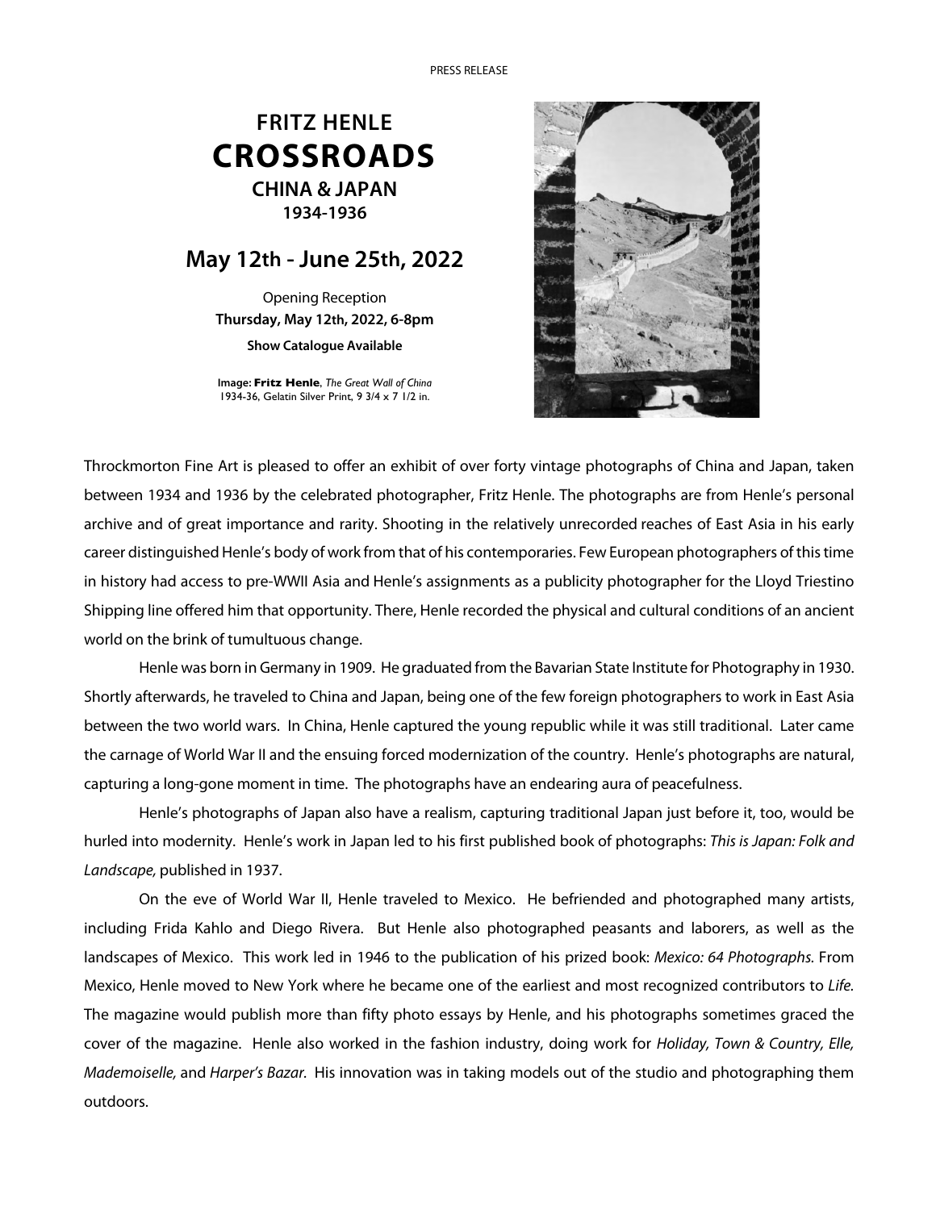PRESS RELEASE

# FRITZ HENLE
# CROSSROADS
## CHINA & JAPAN
### 1934-1936

## May 12th - June 25th, 2022

Opening Reception
**Thursday, May 12th, 2022, 6-8pm**

**Show Catalogue Available**

Image: **Fritz Henle**, *The Great Wall of China*
1934-36, Gelatin Silver Print, 9 3/4 x 7 1/2 in.

Throckmorton Fine Art is pleased to offer an exhibit of over forty vintage photographs of China and Japan, taken between 1934 and 1936 by the celebrated photographer, Fritz Henle. The photographs are from Henle's personal archive and of great importance and rarity. Shooting in the relatively unrecorded reaches of East Asia in his early career distinguished Henle's body of work from that of his contemporaries. Few European photographers of this time in history had access to pre-WWII Asia and Henle's assignments as a publicity photographer for the Lloyd Triestino Shipping line offered him that opportunity. There, Henle recorded the physical and cultural conditions of an ancient world on the brink of tumultuous change.

Henle was born in Germany in 1909. He graduated from the Bavarian State Institute for Photography in 1930. Shortly afterwards, he traveled to China and Japan, being one of the few foreign photographers to work in East Asia between the two world wars. In China, Henle captured the young republic while it was still traditional. Later came the carnage of World War II and the ensuing forced modernization of the country. Henle's photographs are natural, capturing a long-gone moment in time. The photographs have an endearing aura of peacefulness.

Henle's photographs of Japan also have a realism, capturing traditional Japan just before it, too, would be hurled into modernity. Henle's work in Japan led to his first published book of photographs: *This is Japan: Folk and Landscape,* published in 1937.

On the eve of World War II, Henle traveled to Mexico. He befriended and photographed many artists, including Frida Kahlo and Diego Rivera. But Henle also photographed peasants and laborers, as well as the landscapes of Mexico. This work led in 1946 to the publication of his prized book: *Mexico: 64 Photographs.* From Mexico, Henle moved to New York where he became one of the earliest and most recognized contributors to *Life.* The magazine would publish more than fifty photo essays by Henle, and his photographs sometimes graced the cover of the magazine. Henle also worked in the fashion industry, doing work for *Holiday, Town & Country, Elle, Mademoiselle,* and *Harper's Bazar.* His innovation was in taking models out of the studio and photographing them outdoors.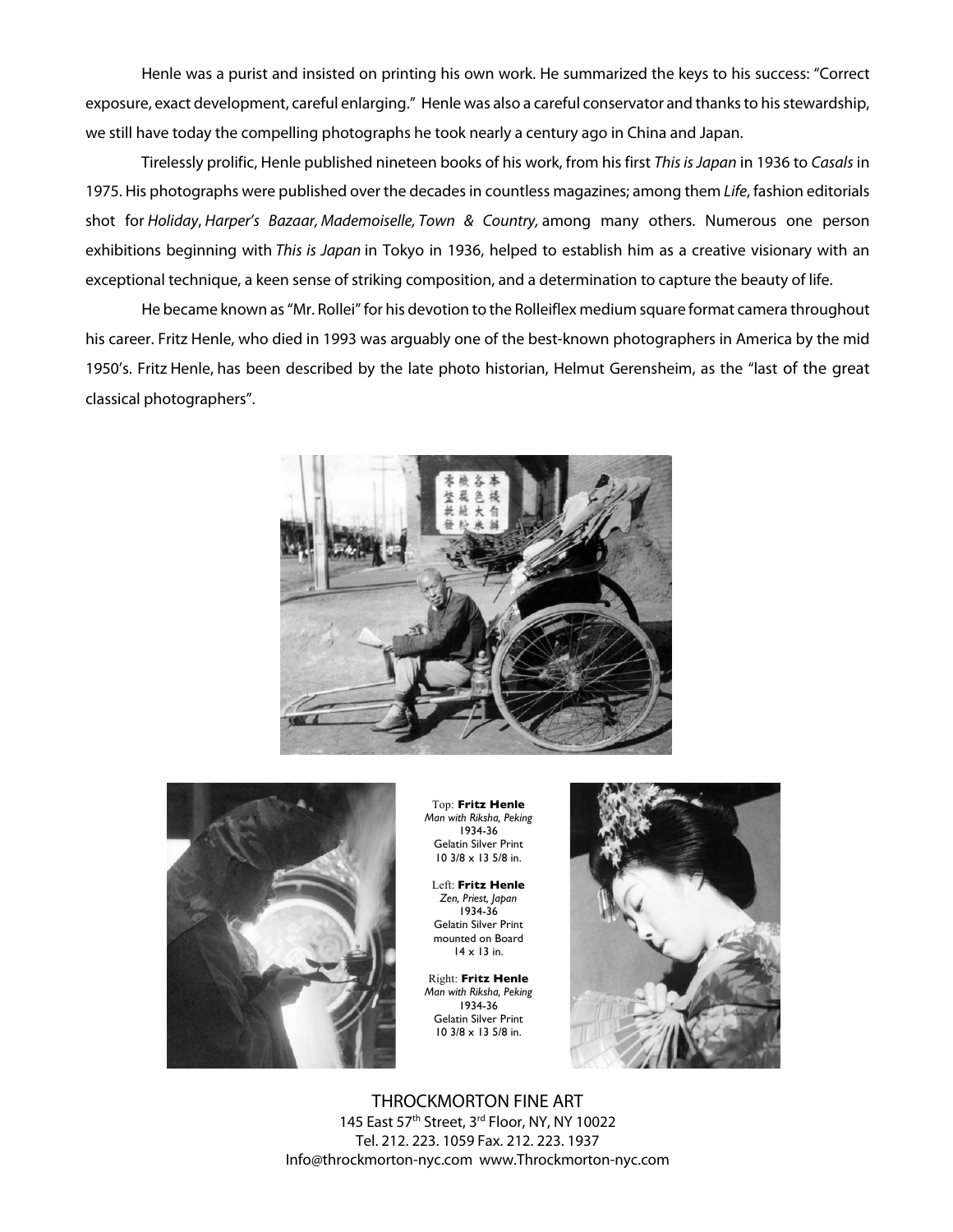Henle was a purist and insisted on printing his own work. He summarized the keys to his success: "Correct exposure, exact development, careful enlarging." Henle was also a careful conservator and thanks to his stewardship, we still have today the compelling photographs he took nearly a century ago in China and Japan.

Tirelessly prolific, Henle published nineteen books of his work, from his first *This is Japan* in 1936 to *Casals* in 1975. His photographs were published over the decades in countless magazines; among them *Life*, fashion editorials shot for *Holiday*, *Harper's Bazaar, Mademoiselle, Town & Country,* among many others. Numerous one person exhibitions beginning with *This is Japan* in Tokyo in 1936, helped to establish him as a creative visionary with an exceptional technique, a keen sense of striking composition, and a determination to capture the beauty of life.

He became known as "Mr. Rollei" for his devotion to the Rolleiflex medium square format camera throughout his career. Fritz Henle, who died in 1993 was arguably one of the best-known photographers in America by the mid 1950's. Fritz Henle, has been described by the late photo historian, Helmut Gerensheim, as the "last of the great classical photographers".

Top: **Fritz Henle**
*Man with Riksha, Peking*
1934-36
Gelatin Silver Print
10 3/8 x 13 5/8 in.

Left: **Fritz Henle**
*Zen, Priest, Japan*
1934-36
Gelatin Silver Print
mounted on Board
14 x 13 in.

Right: **Fritz Henle**
*Man with Riksha, Peking*
1934-36
Gelatin Silver Print
10 3/8 x 13 5/8 in.

THROCKMORTON FINE ART
145 East 57th Street, 3rd Floor, NY, NY 10022
Tel. 212. 223. 1059 Fax. 212. 223. 1937
Info@throckmorton-nyc.com www.Throckmorton-nyc.com